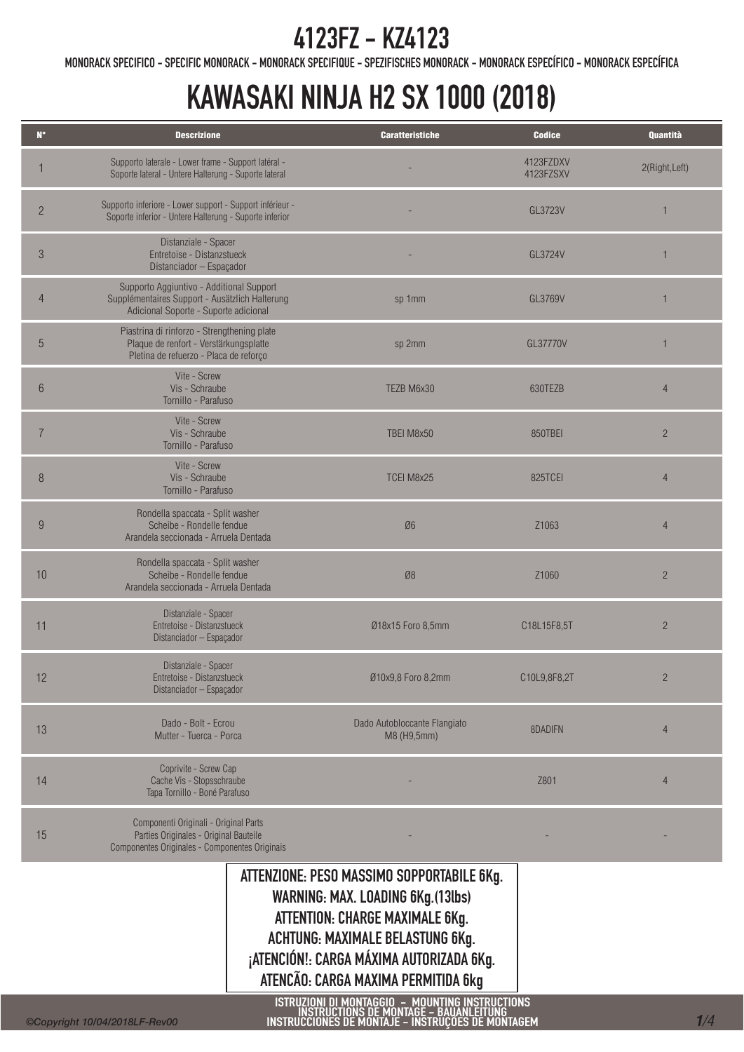# 4123FZ - KZ4123

MONORACK SPECIFICO - SPECIFIC MONORACK - MONORACK SPECIFIQUE - SPEZIFISCHES MONORACK - MONORACK ESPECÍFICO - MONORACK ESPECÍFICA

# KAWASAKI NINJA H2 SX 1000 (2018)

| N° | Descrizione | Caratteristiche | Codice | Quantità |
|---|---|---|---|---|
| 1 | Supporto laterale - Lower frame - Support latéral - Soporte lateral - Untere Halterung - Suporte lateral | - | 4123FZDXV 4123FZSXV | 2(Right,Left) |
| 2 | Supporto inferiore - Lower support - Support inférieur - Soporte inferior - Untere Halterung - Suporte inferior | - | GL3723V | 1 |
| 3 | Distanziale - Spacer Entretoise - Distanzstueck Distanciador – Espaçador | - | GL3724V | 1 |
| 4 | Supporto Aggiuntivo - Additional Support Supplémentaires Support - Ausätzlich Halterung Adicional Soporte - Suporte adicional | sp 1mm | GL3769V | 1 |
| 5 | Piastrina di rinforzo - Strengthening plate Plaque de renfort - Verstärkungsplatte Pletina de refuerzo - Placa de reforço | sp 2mm | GL37770V | 1 |
| 6 | Vite - Screw Vis - Schraube Tornillo - Parafuso | TEZB M6x30 | 630TEZB | 4 |
| 7 | Vite - Screw Vis - Schraube Tornillo - Parafuso | TBEI M8x50 | 850TBEI | 2 |
| 8 | Vite - Screw Vis - Schraube Tornillo - Parafuso | TCEI M8x25 | 825TCEI | 4 |
| 9 | Rondella spaccata - Split washer Scheibe - Rondelle fendue Arandela seccionada - Arruela Dentada | Ø6 | Z1063 | 4 |
| 10 | Rondella spaccata - Split washer Scheibe - Rondelle fendue Arandela seccionada - Arruela Dentada | Ø8 | Z1060 | 2 |
| 11 | Distanziale - Spacer Entretoise - Distanzstueck Distanciador – Espaçador | Ø18x15 Foro 8,5mm | C18L15F8,5T | 2 |
| 12 | Distanziale - Spacer Entretoise - Distanzstueck Distanciador – Espaçador | Ø10x9,8 Foro 8,2mm | C10L9,8F8,2T | 2 |
| 13 | Dado - Bolt - Ecrou Mutter - Tuerca - Porca | Dado Autobloccante Flangiato M8 (H9,5mm) | 8DADIFN | 4 |
| 14 | Coprivite - Screw Cap Cache Vis - Stopsschraube Tapa Tornillo - Boné Parafuso | - | Z801 | 4 |
| 15 | Componenti Originali - Original Parts Parties Originales - Original Bauteile Componentes Originales - Componentes Originais | - | - | - |

**ATTENZIONE: PESO MASSIMO SOPPORTABILE 6Kg.**
**WARNING: MAX. LOADING 6Kg.(13lbs)**
**ATTENTION: CHARGE MAXIMALE 6Kg.**
**ACHTUNG: MAXIMALE BELASTUNG 6Kg.**
**¡ATENCIÓN!: CARGA MÁXIMA AUTORIZADA 6Kg.**
**ATENCÃO: CARGA MAXIMA PERMITIDA 6kg**

ISTRUZIONI DI MONTAGGIO - MOUNTING INSTRUCTIONS
INSTRUCTIONS DE MONTAGE - BAUANLEITUNG
INSTRUCCIONES DE MONTAJE - INSTRUÇÕES DE MONTAGEM

©Copyright 10/04/2018LF-Rev00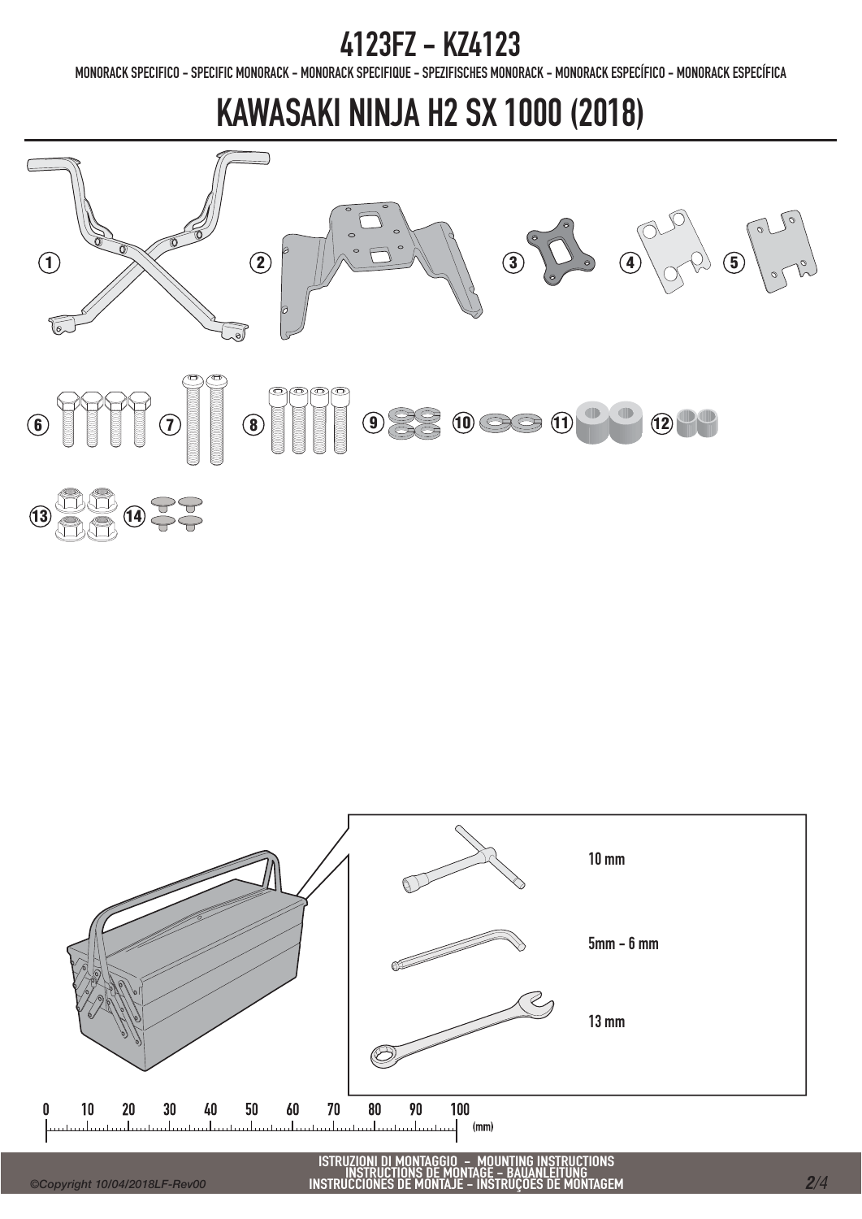# 4123FZ - KZ4123

MONORACK SPECIFICO - SPECIFIC MONORACK - MONORACK SPECIFIQUE - SPEZIFISCHES MONORACK - MONORACK ESPECÍFICO - MONORACK ESPECÍFICA

# KAWASAKI NINJA H2 SX 1000 (2018)

1 2 3 4 5

6 7 8 9 10 11 12

13 14

10 mm

5mm - 6 mm

13 mm

0 10 20 30 40 50 60 70 80 90 100 (mm)

ISTRUZIONI DI MONTAGGIO - MOUNTING INSTRUCTIONS
INSTRUCTIONS DE MONTAGE - BAUANLEITUNG
INSTRUCCIONES DE MONTAJE - INSTRUÇÕES DE MONTAGEM

©Copyright 10/04/2018LF-Rev00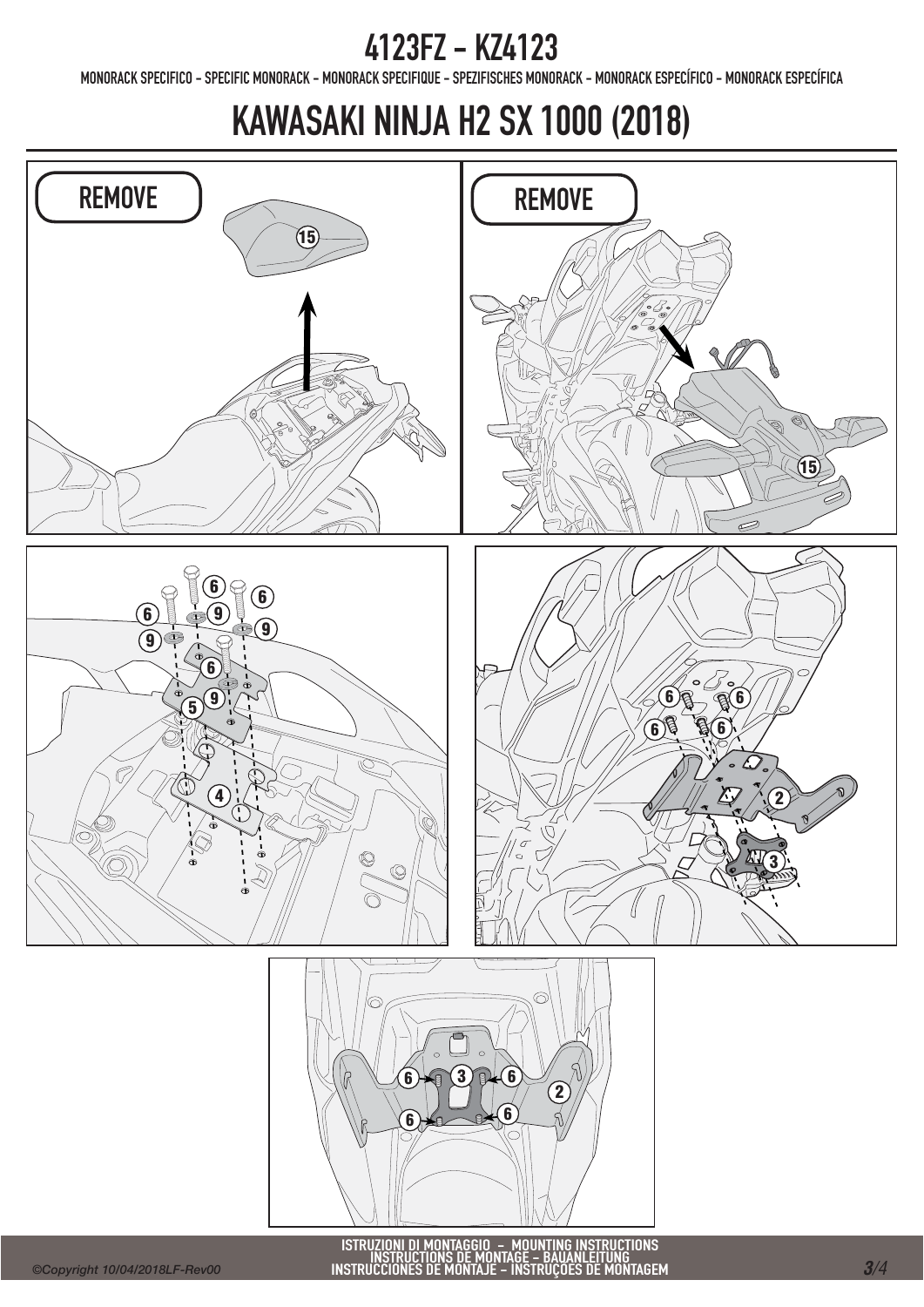# 4123FZ - KZ4123

MONORACK SPECIFICO - SPECIFIC MONORACK - MONORACK SPECIFIQUE - SPEZIFISCHES MONORACK - MONORACK ESPECÍFICO - MONORACK ESPECÍFICA

# KAWASAKI NINJA H2 SX 1000 (2018)

REMOVE

15

REMOVE

15

6 6 6 6 9 9 9 9 5 4

6 6 6 6 2 3

6 3 6 2 6 6

ISTRUZIONI DI MONTAGGIO – MOUNTING INSTRUCTIONS
INSTRUCTIONS DE MONTAGE – BAUANLEITUNG
INSTRUCCIONES DE MONTAJE – INSTRUÇÕES DE MONTAGEM

*©Copyright 10/04/2018LF-Rev00*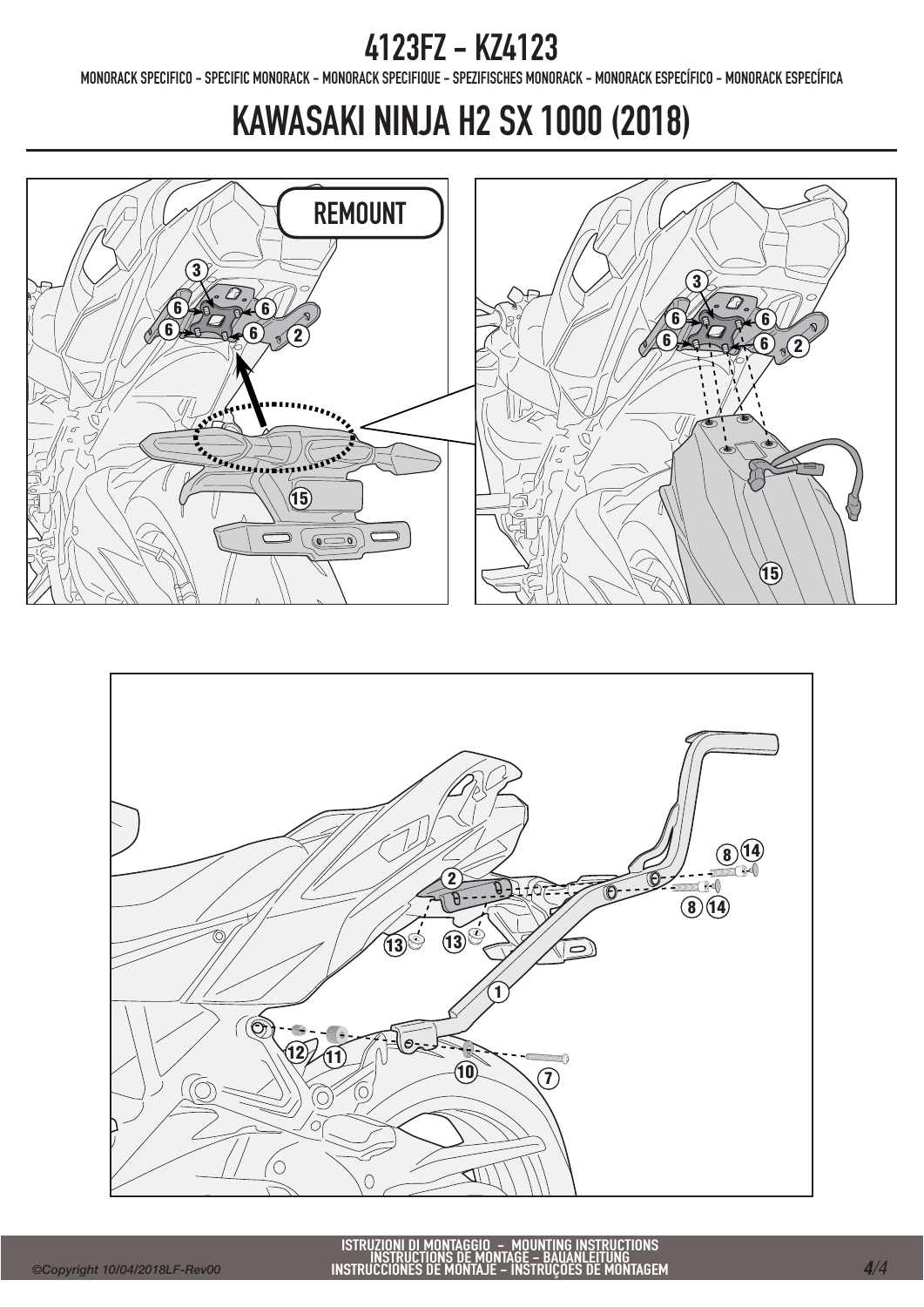# 4123FZ - KZ4123

MONORACK SPECIFICO - SPECIFIC MONORACK - MONORACK SPECIFIQUE - SPEZIFISCHES MONORACK - MONORACK ESPECÍFICO - MONORACK ESPECÍFICA

# KAWASAKI NINJA H2 SX 1000 (2018)

REMOUNT

3
6
6
6
6
2
15

3
6
6
6
6
2
15

8 14
8 14
2
13
13
1
12
11
10
7

ISTRUZIONI DI MONTAGGIO - MOUNTING INSTRUCTIONS
INSTRUCTIONS DE MONTAGE - BAUANLEITUNG
INSTRUCCIONES DE MONTAJE - INSTRUÇÕES DE MONTAGEM

©Copyright 10/04/2018LF-Rev00